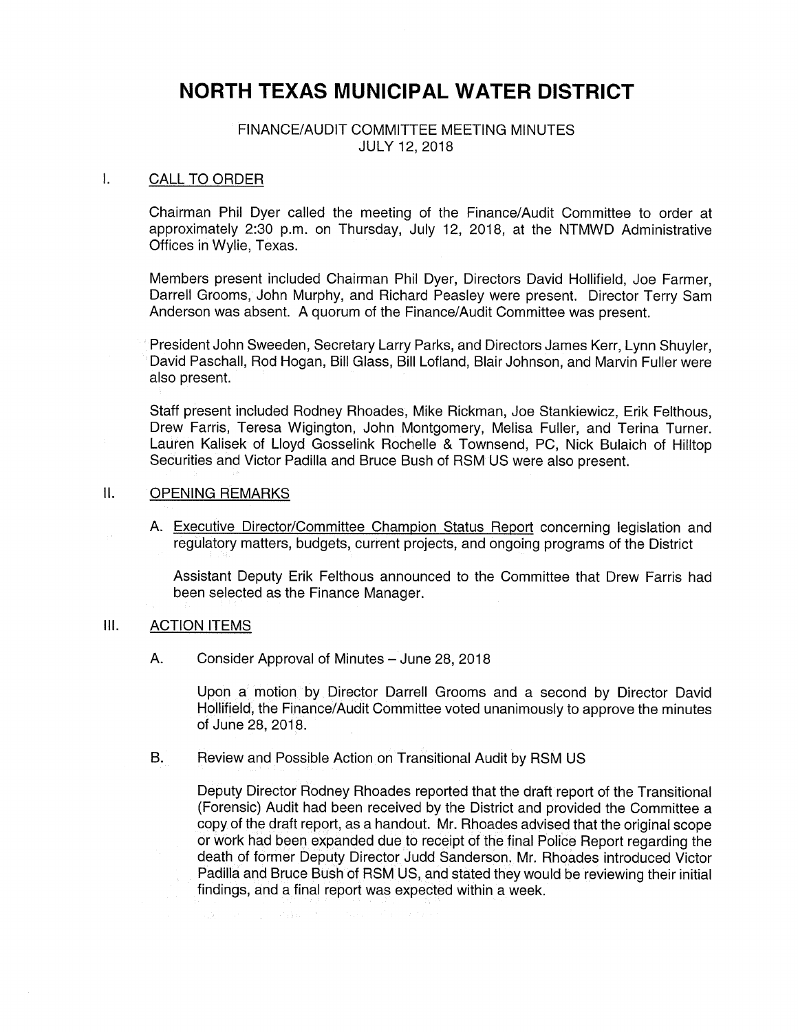# NORTH TEXAS MUNICIPAL WATER DISTRICT

FINANCE/AUDIT COMMITTEE MEETING MINUTES
JULY 12, 2018

## I. CALL TO ORDER

Chairman Phil Dyer called the meeting of the Finance/Audit Committee to order at approximately 2:30 p.m. on Thursday, July 12, 2018, at the NTMWD Administrative Offices in Wylie, Texas.

Members present included Chairman Phil Dyer, Directors David Hollifield, Joe Farmer, Darrell Grooms, John Murphy, and Richard Peasley were present. Director Terry Sam Anderson was absent. A quorum of the Finance/Audit Committee was present.

President John Sweeden, Secretary Larry Parks, and Directors James Kerr, Lynn Shuyler, David Paschall, Rod Hogan, Bill Glass, Bill Lofland, Blair Johnson, and Marvin Fuller were also present.

Staff present included Rodney Rhoades, Mike Rickman, Joe Stankiewicz, Erik Felthous, Drew Farris, Teresa Wigington, John Montgomery, Melisa Fuller, and Terina Turner. Lauren Kalisek of Lloyd Gosselink Rochelle & Townsend, PC, Nick Bulaich of Hilltop Securities and Victor Padilla and Bruce Bush of RSM US were also present.

## II. OPENING REMARKS

A. Executive Director/Committee Champion Status Report concerning legislation and regulatory matters, budgets, current projects, and ongoing programs of the District

Assistant Deputy Erik Felthous announced to the Committee that Drew Farris had been selected as the Finance Manager.

## III. ACTION ITEMS

A. Consider Approval of Minutes – June 28, 2018

Upon a motion by Director Darrell Grooms and a second by Director David Hollifield, the Finance/Audit Committee voted unanimously to approve the minutes of June 28, 2018.

B. Review and Possible Action on Transitional Audit by RSM US

Deputy Director Rodney Rhoades reported that the draft report of the Transitional (Forensic) Audit had been received by the District and provided the Committee a copy of the draft report, as a handout. Mr. Rhoades advised that the original scope or work had been expanded due to receipt of the final Police Report regarding the death of former Deputy Director Judd Sanderson. Mr. Rhoades introduced Victor Padilla and Bruce Bush of RSM US, and stated they would be reviewing their initial findings, and a final report was expected within a week.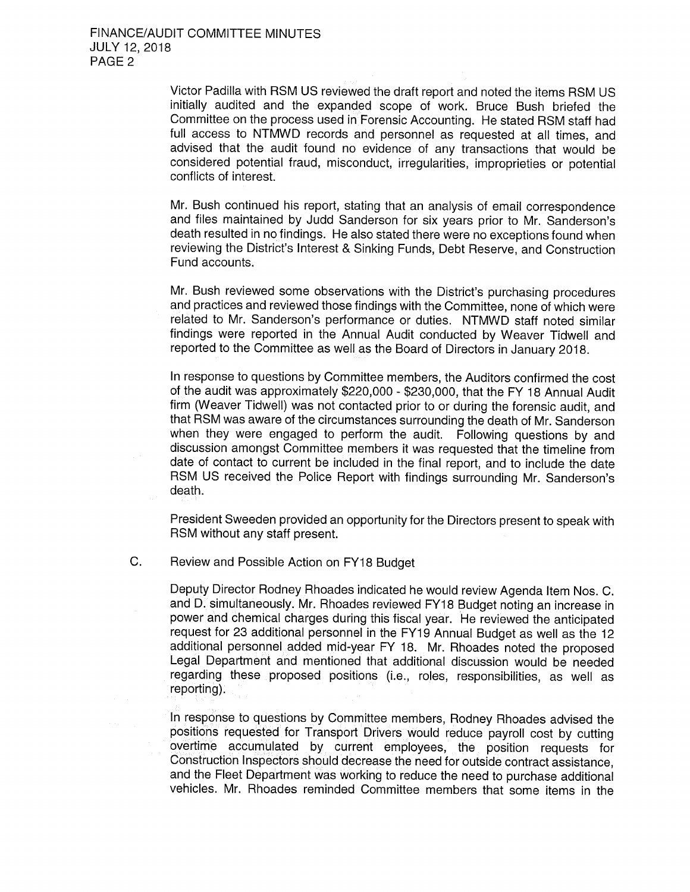Victor Padilla with RSM US reviewed the draft report and noted the items RSM US initially audited and the expanded scope of work. Bruce Bush briefed the Committee on the process used in Forensic Accounting. He stated RSM staff had full access to NTMWD records and personnel as requested at all times, and advised that the audit found no evidence of any transactions that would be considered potential fraud, misconduct, irregularities, improprieties or potential conflicts of interest.

Mr. Bush continued his report, stating that an analysis of email correspondence and files maintained by Judd Sanderson for six years prior to Mr. Sanderson's death resulted in no findings. He also stated there were no exceptions found when reviewing the District's Interest & Sinking Funds, Debt Reserve, and Construction Fund accounts.

Mr. Bush reviewed some observations with the District's purchasing procedures and practices and reviewed those findings with the Committee, none of which were related to Mr. Sanderson's performance or duties. NTMWD staff noted similar findings were reported in the Annual Audit conducted by Weaver Tidwell and reported to the Committee as well as the Board of Directors in January 2018.

In response to questions by Committee members, the Auditors confirmed the cost of the audit was approximately $220,000 - $230,000, that the FY 18 Annual Audit firm (Weaver Tidwell) was not contacted prior to or during the forensic audit, and that RSM was aware of the circumstances surrounding the death of Mr. Sanderson when they were engaged to perform the audit. Following questions by and discussion amongst Committee members it was requested that the timeline from date of contact to current be included in the final report, and to include the date RSM US received the Police Report with findings surrounding Mr. Sanderson's death.

President Sweeden provided an opportunity for the Directors present to speak with RSM without any staff present.

C. Review and Possible Action on FY18 Budget

Deputy Director Rodney Rhoades indicated he would review Agenda Item Nos. C. and D. simultaneously. Mr. Rhoades reviewed FY18 Budget noting an increase in power and chemical charges during this fiscal year. He reviewed the anticipated request for 23 additional personnel in the FY19 Annual Budget as well as the 12 additional personnel added mid-year FY 18. Mr. Rhoades noted the proposed Legal Department and mentioned that additional discussion would be needed regarding these proposed positions (i.e., roles, responsibilities, as well as reporting).

In response to questions by Committee members, Rodney Rhoades advised the positions requested for Transport Drivers would reduce payroll cost by cutting overtime accumulated by current employees, the position requests for Construction Inspectors should decrease the need for outside contract assistance, and the Fleet Department was working to reduce the need to purchase additional vehicles. Mr. Rhoades reminded Committee members that some items in the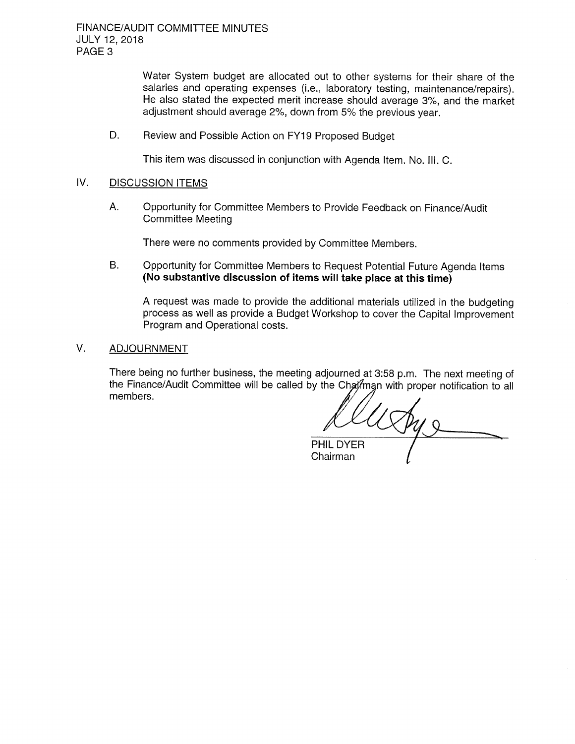Water System budget are allocated out to other systems for their share of the salaries and operating expenses (i.e., laboratory testing, maintenance/repairs). He also stated the expected merit increase should average 3%, and the market adjustment should average 2%, down from 5% the previous year.

D. Review and Possible Action on FY19 Proposed Budget

This item was discussed in conjunction with Agenda Item. No. III. C.

## IV. DISCUSSION ITEMS

A. Opportunity for Committee Members to Provide Feedback on Finance/Audit Committee Meeting

There were no comments provided by Committee Members.

B. Opportunity for Committee Members to Request Potential Future Agenda Items **(No substantive discussion of items will take place at this time)**

A request was made to provide the additional materials utilized in the budgeting process as well as provide a Budget Workshop to cover the Capital Improvement Program and Operational costs.

## V. ADJOURNMENT

There being no further business, the meeting adjourned at 3:58 p.m. The next meeting of the Finance/Audit Committee will be called by the Chairman with proper notification to all members.

PHIL DYER
Chairman